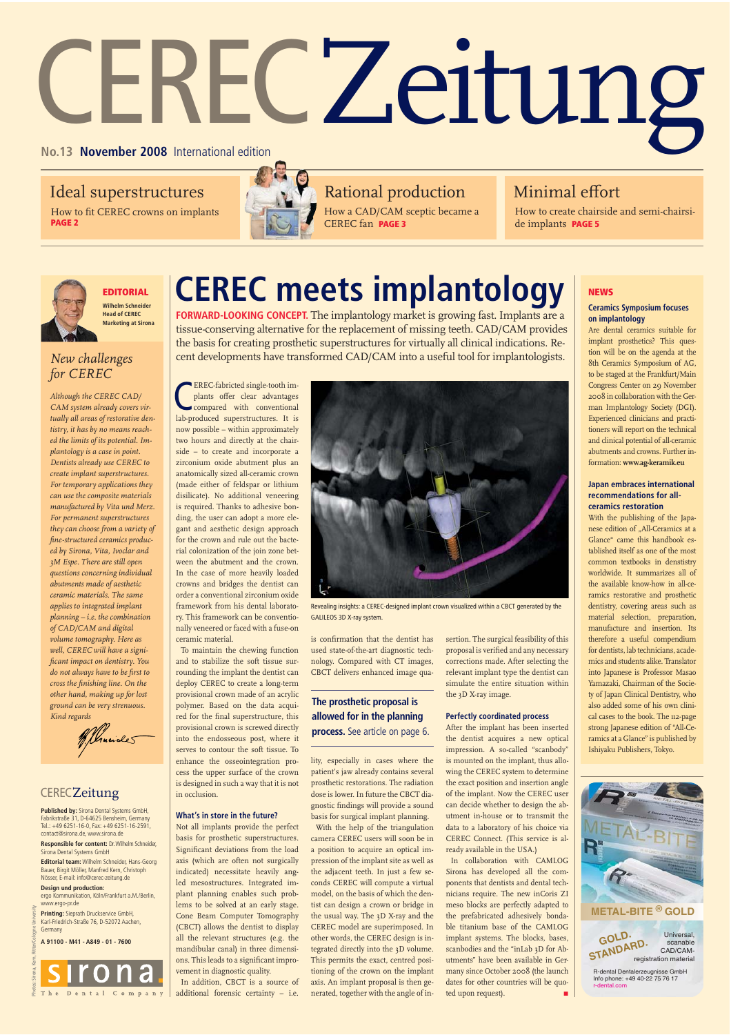# CEREC Zeitung

**No.13 November 2008** International edition

## Ideal superstructures

How to fit CEREC crowns on implants **PAGE 2**

## Rational production

How a CAD/CAM sceptic became a CEREC fan **PAGE 3**

## Minimal effort

How to create chairside and semi-chairside implants **PAGE 5**

---

**EDITORIAL**

**Wilhelm Schneider**
**Head of CEREC Marketing at Sirona**

### *New challenges for CEREC*

*Although the CEREC CAD/CAM system already covers virtually all areas of restorative dentistry, it has by no means reached the limits of its potential. Implantology is a case in point. Dentists already use CEREC to create implant superstructures. For temporary applications they can use the composite materials manufactured by Vita und Merz. For permanent superstructures they can choose from a variety of fine-structured ceramics produced by Sirona, Vita, Ivoclar and 3M Espe. There are still open questions concerning individual abutments made of aesthetic ceramic materials. The same applies to integrated implant planning – i.e. the combination of CAD/CAM and digital volume tomography. Here as well, CEREC will have a significant impact on dentistry. You do not always have to be first to cross the finishing line. On the other hand, making up for lost ground can be very strenuous. Kind regards*

---

# CEREC meets implantology

**FORWARD-LOOKING CONCEPT.** The implantology market is growing fast. Implants are a tissue-conserving alternative for the replacement of missing teeth. CAD/CAM provides the basis for creating prosthetic superstructures for virtually all clinical indications. Recent developments have transformed CAD/CAM into a useful tool for implantologists.

CEREC-fabricated single-tooth implants offer clear advantages compared with conventional lab-produced superstructures. It is now possible – within approximately two hours and directly at the chairside – to create and incorporate a zirconium oxide abutment plus an anatomically sized all-ceramic crown (made either of feldspar or lithium disilicate). No additional veneering is required. Thanks to adhesive bonding, the user can adopt a more elegant and aesthetic design approach for the crown and rule out the bacterial colonization of the join zone between the abutment and the crown. In the case of more heavily loaded crowns and bridges the dentist can order a conventional zirconium oxide framework from his dental laboratory. This framework can be conventionally veneered or faced with a fuse-on ceramic material.

To maintain the chewing function and to stabilize the soft tissue surrounding the implant the dentist can deploy CEREC to create a long-term provisional crown made of an acrylic polymer. Based on the data acquired for the final superstructure, this provisional crown is screwed directly into the endosseous post, where it serves to contour the soft tissue. To enhance the osseointegration process the upper surface of the crown is designed in such a way that it is not in occlusion.

Revealing insights: a CEREC-designed implant crown visualized within a CBCT generated by the GALILEOS 3D X-ray system.

### What's in store in the future?

Not all implants provide the perfect basis for prosthetic superstructures. Significant deviations from the load axis (which are often not surgically indicated) necessitate heavily angled mesostructures. Integrated implant planning enables such problems to be solved at an early stage. Cone Beam Computer Tomography (CBCT) allows the dentist to display all the relevant structures (e.g. the mandibular canal) in three dimensions. This leads to a significant improvement in diagnostic quality.

In addition, CBCT is a source of additional forensic certainty – i.e. is confirmation that the dentist has used state-of-the-art diagnostic technology. Compared with CT images, CBCT delivers enhanced image quality, especially in cases where the patient's jaw already contains several prosthetic restorations. The radiation dose is lower. In future the CBCT diagnostic findings will provide a sound basis for surgical implant planning.

**The prosthetic proposal is allowed for in the planning process.** See article on page 6.

With the help of the triangulation camera CEREC users will soon be in a position to acquire an optical impression of the implant site as well as the adjacent teeth. In just a few seconds CEREC will compute a virtual model, on the basis of which the dentist can design a crown or bridge in the usual way. The 3D X-ray and the CEREC model are superimposed. In other words, the CEREC design is integrated directly into the 3D volume. This permits the exact, centred positioning of the crown on the implant axis. An implant proposal is then generated, together with the angle of insertion. The surgical feasibility of this proposal is verified and any necessary corrections made. After selecting the relevant implant type the dentist can simulate the entire situation within the 3D X-ray image.

### Perfectly coordinated process

After the implant has been inserted the dentist acquires a new optical impression. A so-called "scanbody" is mounted on the implant, thus allowing the CEREC system to determine the exact position and insertion angle of the implant. Now the CEREC user can decide whether to design the abutment in-house or to transmit the data to a laboratory of his choice via CEREC Connect. (This service is already available in the USA.)

In collaboration with CAMLOG Sirona has developed all the components that dentists and dental technicians require. The new inCoris ZI meso blocks are perfectly adapted to the prefabricated adhesively bondable titanium base of the CAMLOG implant systems. The blocks, bases, scanbodies and the "inLab 3D for Abutments" have been available in Germany since October 2008 (the launch dates for other countries will be quoted upon request). ■

---

**NEWS**

### Ceramics Symposium focuses on implantology

Are dental ceramics suitable for implant prosthetics? This question will be on the agenda at the 8th Ceramics Symposium of AG, to be staged at the Frankfurt/Main Congress Center on 29 November 2008 in collaboration with the German Implantology Society (DGI). Experienced clinicians and practitioners will report on the technical and clinical potential of all-ceramic abutments and crowns. Further information: **www.ag-keramik.eu**

### Japan embraces international recommendations for all-ceramics restoration

With the publishing of the Japanese edition of „All-Ceramics at a Glance" came this handbook established itself as one of the most common textbooks in dentistry worldwide. It summarizes all of the available know-how in all-ceramics restorative and prosthetic dentistry, covering areas such as material selection, preparation, manufacture and insertion. Its therefore a useful compendium for dentists, lab technicians, academics and students alike. Translator into Japanese is Professor Masao Yamazaki, Chairman of the Society of Japan Clinical Dentistry, who also added some of his own clinical cases to the book. The 112-page strong Japanese edition of "All-Ceramics at a Glance" is published by Ishiyaku Publishers, Tokyo.

---

**METAL-BITE ® GOLD**

GOLD. STANDARD.

Universal, scanable CAD/CAM-registration material

R-dental Dentalerzeugnisse GmbH
Info phone: +49 40-22 75 76 17
r-dental.com

---

CEREC Zeitung

**Published by:** Sirona Dental Systems GmbH, Fabrikstraße 31, D-64625 Bensheim, Germany
Tel.: +49 6251-16-0, Fax: +49 6251-16-2591, contact@sirona.de, www.sirona.de

**Responsible for content:** Dr. Wilhelm Schneider, Sirona Dental Systems GmbH

**Editorial team:** Wilhelm Schneider, Hans-Georg Bauer, Birgit Möller, Manfred Kern, Christoph Nösser, E-mail: info@cerec-zeitung.de

**Design und production:** ergo Kommunikation, Köln/Frankfurt a.M./Berlin, www.ergo-pr.de

**Printing:** Sieprath Druckservice GmbH, Karl-Friedrich-Straße 76, D-52072 Aachen, Germany

**A 91100 - M41 - A849 - 01 - 7600**

Photos: Sirona, Kern, Ritter/Cologne University

sirona — The Dental Company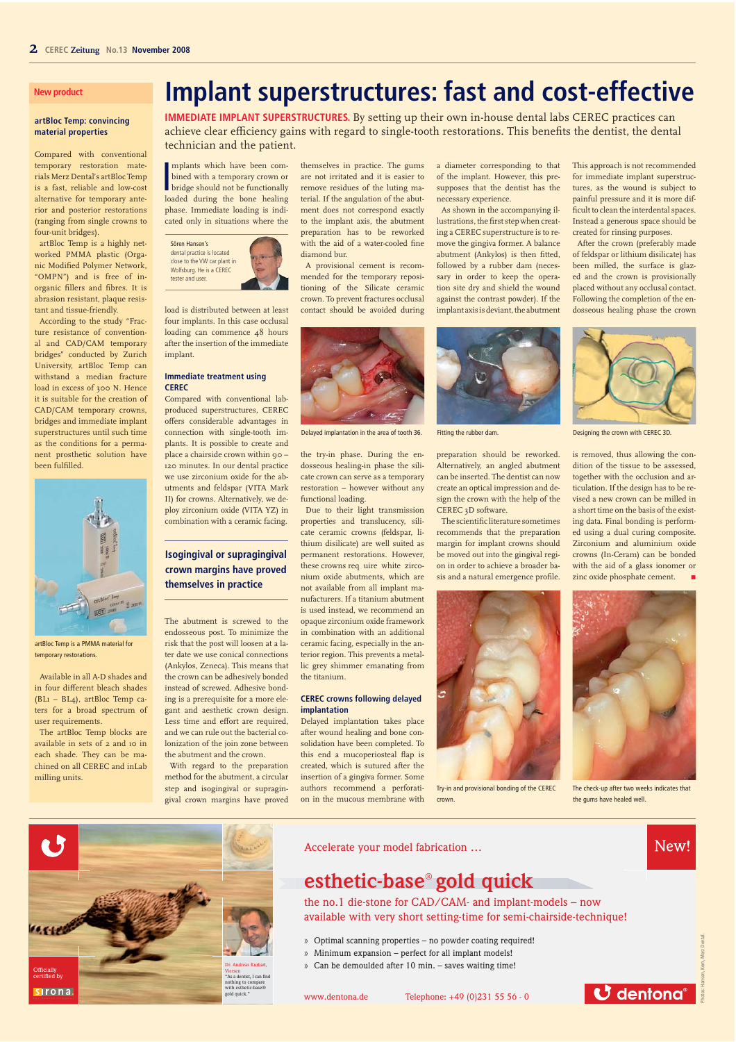## New product

### artBloc Temp: convincing material properties

Compared with conventional temporary restoration materials Merz Dental's artBloc Temp is a fast, reliable and low-cost alternative for temporary anterior and posterior restorations (ranging from single crowns to four-unit bridges).

artBloc Temp is a highly networked PMMA plastic (Organic Modified Polymer Network, "OMPN") and is free of inorganic fillers and fibres. It is abrasion resistant, plaque resistant and tissue-friendly.

According to the study "Fracture resistance of conventional and CAD/CAM temporary bridges" conducted by Zurich University, artBloc Temp can withstand a median fracture load in excess of 300 N. Hence it is suitable for the creation of CAD/CAM temporary crowns, bridges and immediate implant superstructures until such time as the conditions for a permanent prosthetic solution have been fulfilled.

artBloc Temp is a PMMA material for temporary restorations.

Available in all A-D shades and in four different bleach shades (BL1 – BL4), artBloc Temp caters for a broad spectrum of user requirements.

The artBloc Temp blocks are available in sets of 2 and 10 in each shade. They can be machined on all CEREC and inLab milling units.

# Implant superstructures: fast and cost-effective

**IMMEDIATE IMPLANT SUPERSTRUCTURES.** By setting up their own in-house dental labs CEREC practices can achieve clear efficiency gains with regard to single-tooth restorations. This benefits the dentist, the dental technician and the patient.

Implants which have been combined with a temporary crown or bridge should not be functionally loaded during the bone healing phase. Immediate loading is indicated only in situations where the load is distributed between at least four implants. In this case occlusal loading can commence 48 hours after the insertion of the immediate implant.

Sören Hansen's dental practice is located close to the VW car plant in Wolfsburg. He is a CEREC tester and user.

### Immediate treatment using CEREC

Compared with conventional lab-produced superstructures, CEREC offers considerable advantages in connection with single-tooth implants. It is possible to create and place a chairside crown within 90 – 120 minutes. In our dental practice we use zirconium oxide for the abutments and feldspar (VITA Mark II) for crowns. Alternatively, we deploy zirconium oxide (VITA YZ) in combination with a ceramic facing.

### Isogingival or supragingival crown margins have proved themselves in practice

The abutment is screwed to the endosseous post. To minimize the risk that the post will loosen at a later date we use conical connections (Ankylos, Zeneca). This means that the crown can be adhesively bonded instead of screwed. Adhesive bonding is a prerequisite for a more elegant and aesthetic crown design. Less time and effort are required, and we can rule out the bacterial colonization of the join zone between the abutment and the crown.

With regard to the preparation method for the abutment, a circular step and isogingival or supragingival crown margins have proved themselves in practice. The gums are not irritated and it is easier to remove residues of the luting material. If the angulation of the abutment does not correspond exactly to the implant axis, the abutment preparation has to be reworked with the aid of a water-cooled fine diamond bur.

A provisional cement is recommended for the temporary repositioning of the Silicate ceramic crown. To prevent fractures occlusal contact should be avoided during the try-in phase. During the endosseous healing-in phase the silicate crown can serve as a temporary restoration – however without any functional loading.

Due to their light transmission properties and translucency, silicate ceramic crowns (feldspar, lithium disilicate) are well suited as permanent restorations. However, these crowns req uire white zirconium oxide abutments, which are not available from all implant manufacturers. If a titanium abutment is used instead, we recommend an opaque zirconium oxide framework in combination with an additional ceramic facing, especially in the anterior region. This prevents a metallic grey shimmer emanating from the titanium.

Delayed implantation in the area of tooth 36.

### CEREC crowns following delayed implantation

Delayed implantation takes place after wound healing and bone consolidation have been completed. To this end a mucoperiosteal flap is created, which is sutured after the insertion of a gingiva former. Some authors recommend a perforation in the mucous membrane with a diameter corresponding to that of the implant. However, this presupposes that the dentist has the necessary experience.

As shown in the accompanying illustrations, the first step when creating a CEREC superstructure is to remove the gingiva former. A balance abutment (Ankylos) is then fitted, followed by a rubber dam (necessary in order to keep the operation site dry and shield the wound against the contrast powder). If the implant axis is deviant, the abutment preparation should be reworked. Alternatively, an angled abutment can be inserted. The dentist can now create an optical impression and design the crown with the help of the CEREC 3D software.

Fitting the rubber dam.

The scientific literature sometimes recommends that the preparation margin for implant crowns should be moved out into the gingival region in order to achieve a broader basis and a natural emergence profile. This approach is not recommended for immediate implant superstructures, as the wound is subject to painful pressure and it is more difficult to clean the interdental spaces. Instead a generous space should be created for rinsing purposes.

Designing the crown with CEREC 3D.

After the crown (preferably made of feldspar or lithium disilicate) has been milled, the surface is glazed and it is provisionally placed without any occlusal contact. Following the completion of the endosseous healing phase the crown is removed, thus allowing the condition of the tissue to be assessed, together with the occlusion and articulation. If the design has to be revised a new crown can be milled in a short time on the basis of the existing data. Final bonding is performed using a dual curing composite. Zirconium and aluminium oxide crowns (In-Ceram) can be bonded with the aid of a glass ionomer or zinc oxide phosphate cement. ■

Try-in and provisional bonding of the CEREC crown.

The check-up after two weeks indicates that the gums have healed well.

Photos: Hansen, Kern, Merz Dental.

---

Accelerate your model fabrication …

**New!**

## esthetic-base® gold quick

the no.1 die-stone for CAD/CAM- and implant-models – now available with very short setting-time for semi-chairside-technique!

» Optimal scanning properties – no powder coating required!
» Minimum expansion – perfect for all implant models!
» Can be demoulded after 10 min. – saves waiting time!

www.dentona.de Telephone: +49 (0)231 55 56 - 0

dentona®

Officially certified by sirona

Dr. Andreas Kurbad, Viersen
"As a dentist, I can find nothing to compare with esthetic-base® gold quick."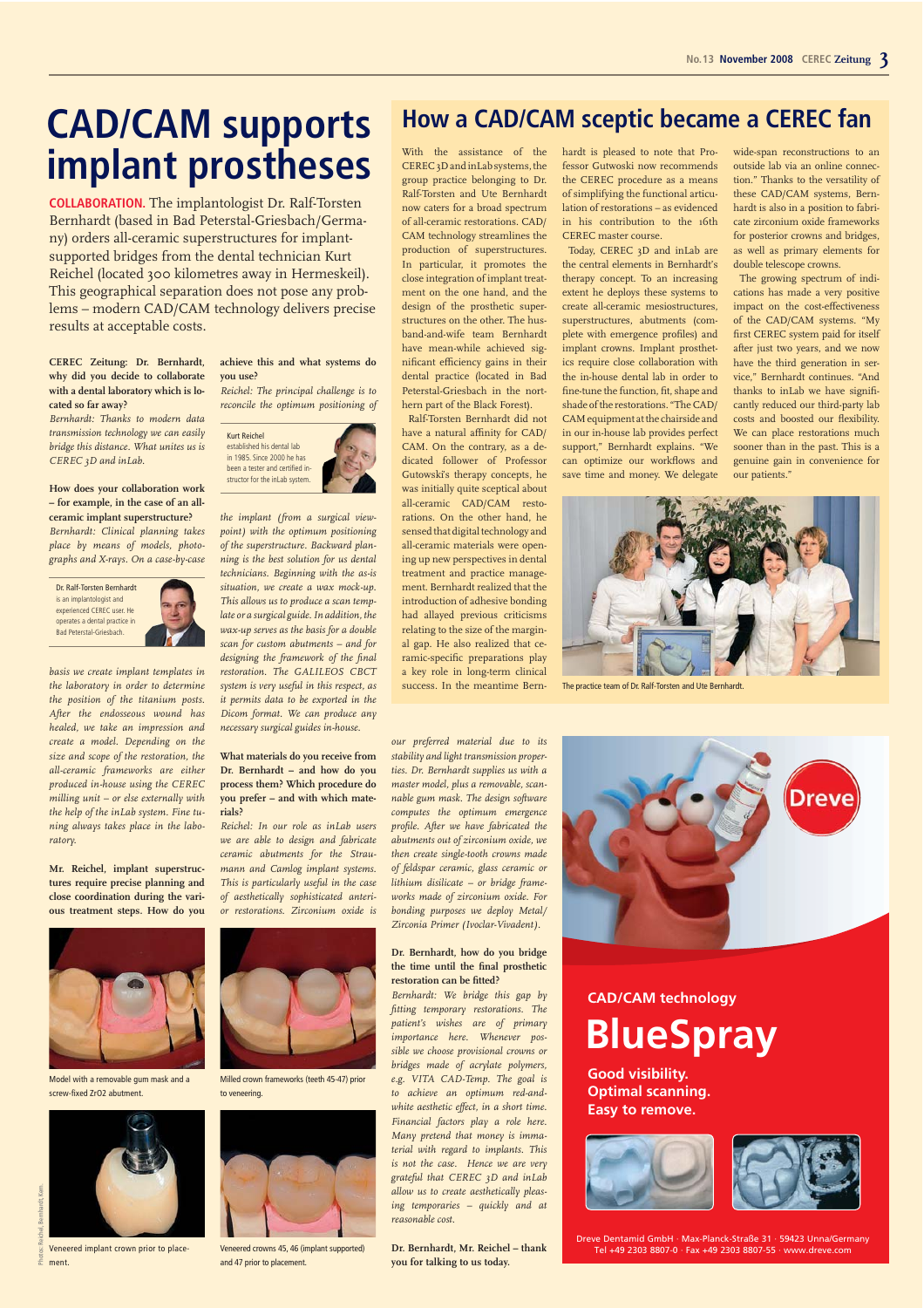# CAD/CAM supports implant prostheses

**COLLABORATION.** The implantologist Dr. Ralf-Torsten Bernhardt (based in Bad Peterstal-Griesbach/Germany) orders all-ceramic superstructures for implant-supported bridges from the dental technician Kurt Reichel (located 300 kilometres away in Hermeskeil). This geographical separation does not pose any problems – modern CAD/CAM technology delivers precise results at acceptable costs.

**CEREC Zeitung: Dr. Bernhardt, why did you decide to collaborate with a dental laboratory which is located so far away?**

*Bernhardt: Thanks to modern data transmission technology we can easily bridge this distance. What unites us is CEREC 3D and inLab.*

**How does your collaboration work – for example, in the case of an all-ceramic implant superstructure?**

*Bernhardt: Clinical planning takes place by means of models, photographs and X-rays. On a case-by-case basis we create implant templates in the laboratory in order to determine the position of the titanium posts. After the endosseous wound has healed, we take an impression and create a model. Depending on the size and scope of the restoration, the all-ceramic frameworks are either produced in-house using the CEREC milling unit – or else externally with the help of the inLab system. Fine tuning always takes place in the laboratory.*

Dr. Ralf-Torsten Bernhardt is an implantologist and experienced CEREC user. He operates a dental practice in Bad Peterstal-Griesbach.

**Mr. Reichel, implant superstructures require precise planning and close coordination during the various treatment steps. How do you achieve this and what systems do you use?**

*Reichel: The principal challenge is to reconcile the optimum positioning of the implant (from a surgical viewpoint) with the optimum positioning of the superstructure. Backward planning is the best solution for us dental technicians. Beginning with the as-is situation, we create a wax mock-up. This allows us to produce a scan template or a surgical guide. In addition, the wax-up serves as the basis for a double scan for custom abutments – and for designing the framework of the final restoration. The GALILEOS CBCT system is very useful in this respect, as it permits data to be exported in the Dicom format. We can produce any necessary surgical guides in-house.*

Kurt Reichel established his dental lab in 1985. Since 2000 he has been a tester and certified instructor for the inLab system.

**What materials do you receive from Dr. Bernhardt – and how do you process them? Which procedure do you prefer – and with which materials?**

*Reichel: In our role as inLab users we are able to design and fabricate ceramic abutments for the Straumann and Camlog implant systems. This is particularly useful in the case of aesthetically sophisticated anterior restorations. Zirconium oxide is our preferred material due to its stability and light transmission properties. Dr. Bernhardt supplies us with a master model, plus a removable, scannable gum mask. The design software computes the optimum emergence profile. After we have fabricated the abutments out of zirconium oxide, we then create single-tooth crowns made of feldspar ceramic, glass ceramic or lithium disilicate – or bridge frameworks made of zirconium oxide. For bonding purposes we deploy Metal/Zirconia Primer (Ivoclar-Vivadent).*

**Dr. Bernhardt, how do you bridge the time until the final prosthetic restoration can be fitted?**

*Bernhardt: We bridge this gap by fitting temporary restorations. The patient's wishes are of primary importance here. Whenever possible we choose provisional crowns or bridges made of acrylate polymers, e.g. VITA CAD-Temp. The goal is to achieve an optimum red-and-white aesthetic effect, in a short time. Financial factors play a role here. Many pretend that money is immaterial with regard to implants. This is not the case. Hence we are very grateful that CEREC 3D and inLab allow us to create aesthetically pleasing temporaries – quickly and at reasonable cost.*

**Dr. Bernhardt, Mr. Reichel – thank you for talking to us today.**

Model with a removable gum mask and a screw-fixed ZrO2 abutment.

Milled crown frameworks (teeth 45-47) prior to veneering.

Veneered implant crown prior to placement.

Veneered crowns 45, 46 (implant supported) and 47 prior to placement.

Photos: Reichel, Bernhardt, Kern.

# How a CAD/CAM sceptic became a CEREC fan

With the assistance of the CEREC 3D and inLab systems, the group practice belonging to Dr. Ralf-Torsten and Ute Bernhardt now caters for a broad spectrum of all-ceramic restorations. CAD/CAM technology streamlines the production of superstructures. In particular, it promotes the close integration of implant treatment on the one hand, and the design of the prosthetic superstructures on the other. The husband-and-wife team Bernhardt have mean-while achieved significant efficiency gains in their dental practice (located in Bad Peterstal-Griesbach in the northern part of the Black Forest).

Ralf-Torsten Bernhardt did not have a natural affinity for CAD/CAM. On the contrary, as a dedicated follower of Professor Gutwoski's therapy concepts, he was initially quite sceptical about all-ceramic CAD/CAM restorations. On the other hand, he sensed that digital technology and all-ceramic materials were opening up new perspectives in dental treatment and practice management. Bernhardt realized that the introduction of adhesive bonding had allayed previous criticisms relating to the size of the marginal gap. He also realized that ceramic-specific preparations play a key role in long-term clinical success. In the meantime Bernhardt is pleased to note that Professor Gutwoski now recommends the CEREC procedure as a means of simplifying the functional articulation of restorations – as evidenced in his contribution to the 16th CEREC master course.

Today, CEREC 3D and inLab are the central elements in Bernhardt's therapy concept. To an increasing extent he deploys these systems to create all-ceramic mesiostructures, superstructures, abutments (complete with emergence profiles) and implant crowns. Implant prosthetics require close collaboration with the in-house dental lab in order to fine-tune the function, fit, shape and shade of the restorations. "The CAD/CAM equipment at the chairside and in our in-house lab provides perfect support," Bernhardt explains. "We can optimize our workflows and save time and money. We delegate wide-span reconstructions to an outside lab via an online connection." Thanks to the versatility of these CAD/CAM systems, Bernhardt is also in a position to fabricate zirconium oxide frameworks for posterior crowns and bridges, as well as primary elements for double telescope crowns.

The growing spectrum of indications has made a very positive impact on the cost-effectiveness of the CAD/CAM systems. "My first CEREC system paid for itself after just two years, and we now have the third generation in service," Bernhardt continues. "And thanks to inLab we have significantly reduced our third-party lab costs and boosted our flexibility. We can place restorations much sooner than in the past. This is a genuine gain in convenience for our patients."

The practice team of Dr. Ralf-Torsten and Ute Bernhardt.

Dreve

CAD/CAM technology

**BlueSpray**

**Good visibility.**
**Optimal scanning.**
**Easy to remove.**

Dreve Dentamid GmbH · Max-Planck-Straße 31 · 59423 Unna/Germany
Tel +49 2303 8807-0 · Fax +49 2303 8807-55 · www.dreve.com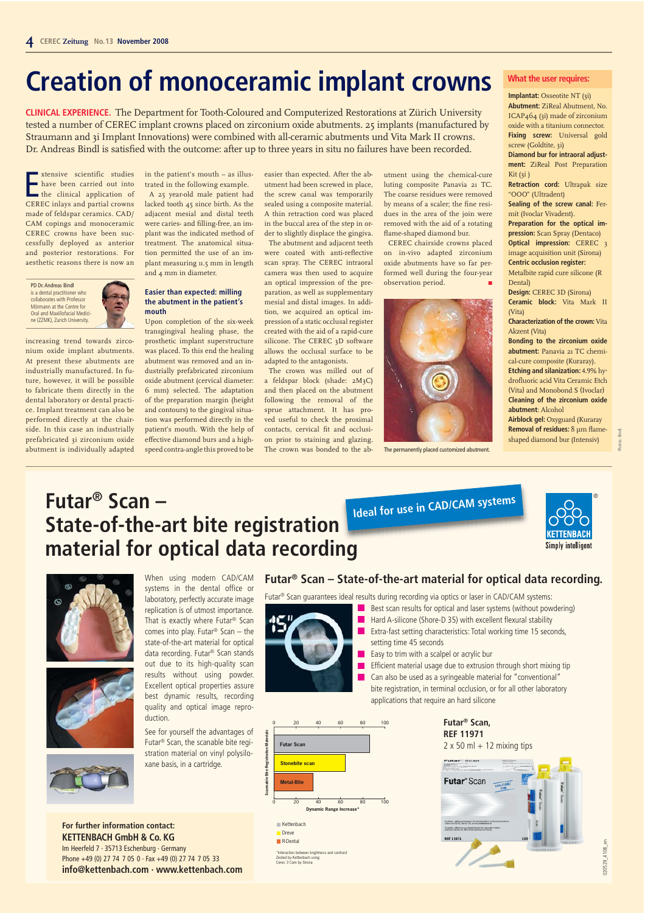# Creation of monoceramic implant crowns

**CLINICAL EXPERIENCE.** The Department for Tooth-Coloured and Computerized Restorations at Zürich University tested a number of CEREC implant crowns placed on zirconium oxide abutments. 25 implants (manufactured by Straumann and 3i Implant Innovations) were combined with all-ceramic abutments und Vita Mark II crowns. Dr. Andreas Bindl is satisfied with the outcome: after up to three years in situ no failures have been recorded.

Extensive scientific studies have been carried out into the clinical application of CEREC inlays and partial crowns made of feldspar ceramics. CAD/CAM copings and monoceramic CEREC crowns have been successfully deployed as anterior and posterior restorations. For aesthetic reasons there is now an increasing trend towards zirconium oxide implant abutments. At present these abutments are industrially manufactured. In future, however, it will be possible to fabricate them directly in the dental laboratory or dental practice. Implant treatment can also be performed directly at the chairside. In this case an industrially prefabricated 3i zirconium oxide abutment is individually adapted in the patient's mouth – as illustrated in the following example.

PD Dr. Andreas Bindl is a dental practitioner who collaborates with Professor Mörmann at the Centre for Oral and Maxillofacial Medicine (ZZMK), Zurich University.

A 25 year-old male patient had lacked tooth 45 since birth. As the adjacent mesial and distal teeth were caries- and filling-free, an implant was the indicated method of treatment. The anatomical situation permitted the use of an implant measuring 11.5 mm in length and 4 mm in diameter.

### Easier than expected: milling the abutment in the patient's mouth

Upon completion of the six-week transgingival healing phase, the prosthetic implant superstructure was placed. To this end the healing abutment was removed and an industrially prefabricated zirconium oxide abutment (cervical diameter: 6 mm) selected. The adaptation of the preparation margin (height and contours) to the gingival situation was performed directly in the patient's mouth. With the help of effective diamond burs and a high-speed contra-angle this proved to be easier than expected. After the abutment had been screwed in place, the screw canal was temporarily sealed using a composite material. A thin retraction cord was placed in the buccal area of the step in order to slightly displace the gingiva.

The abutment and adjacent teeth were coated with anti-reflective scan spray. The CEREC intraoral camera was then used to acquire an optical impression of the preparation, as well as supplementary mesial and distal images. In addition, we acquired an optical impression of a static occlusal register created with the aid of a rapid-cure silicone. The CEREC 3D software allows the occlusal surface to be adapted to the antagonists.

The crown was milled out of a feldspar block (shade: 2M3C) and then placed on the abutment following the removal of the sprue attachment. It has proved useful to check the proximal contacts, cervical fit and occlusion prior to staining and glazing. The crown was bonded to the abutment using the chemical-cure luting composite Panavia 21 TC. The coarse residues were removed by means of a scaler; the fine residues in the area of the join were removed with the aid of a rotating flame-shaped diamond bur.

CEREC chairside crowns placed on in-vivo adapted zirconium oxide abutments have so far performed well during the four-year observation period.

The permanently placed customized abutment.

Photos: Bindl.

### What the user requires:

**Implantat:** Osseotite NT (3i)
**Abutment:** ZiReal Abutment, No. ICAP464 (3i) made of zirconium oxide with a titanium connector.
**Fixing screw:** Universal gold screw (Goldtite, 3i)
**Diamond bur for intraoral adjustment:** ZiReal Post Preparation Kit (3i )
**Retraction cord:** Ultrapak size "OOO" (Ultradent)
**Sealing of the screw canal:** Fermit (Ivoclar Vivadent).
**Preparation for the optical impression:** Scan Spray (Dentaco)
**Optical impression:** CEREC 3 image acquisition unit (Sirona)
**Centric occlusion register:** Metalbite rapid cure silicone (R Dental)
**Design:** CEREC 3D (Sirona)
**Ceramic block:** Vita Mark II (Vita)
**Characterization of the crown:** Vita Akzent (Vita)
**Bonding to the zirconium oxide abutment:** Panavia 21 TC chemical-cure composite (Kuraray).
**Etching and silanization:** 4.9% hydrofluoric acid Vita Ceramic Etch (Vita) and Monobond S (Ivoclar)
**Cleaning of the zirconium oxide abutment:** Alcohol
**Airblock gel:** Oxyguard (Kuraray
**Removal of residues:** 8 µm flame-shaped diamond bur (Intensiv)

---

# Futar® Scan – State-of-the-art bite registration material for optical data recording

Ideal for use in CAD/CAM systems

KETTENBACH® Simply intelligent

When using modern CAD/CAM systems in the dental office or laboratory, perfectly accurate image replication is of utmost importance. That is exactly where Futar® Scan comes into play. Futar® Scan – the state-of-the-art material for optical data recording. Futar® Scan stands out due to its high-quality scan results without using powder. Excellent optical properties assure best dynamic results, recording quality and optical image reproduction.

See for yourself the advantages of Futar® Scan, the scanable bite registration material on vinyl polysiloxane basis, in a cartridge.

## Futar® Scan – State-of-the-art material for optical data recording.

Futar® Scan guarantees ideal results during recording via optics or laser in CAD/CAM systems:

- Best scan results for optical and laser systems (without powdering)
- Hard A-silicone (Shore-D 35) with excellent flexural stability
- Extra-fast setting characteristics: Total working time 15 seconds, setting time 45 seconds
- Easy to trim with a scalpel or acrylic bur
- Efficient material usage due to extrusion through short mixing tip
- Can also be used as a syringeable material for "conventional" bite registration, in terminal occlusion, or for all other laboratory applications that require an hard silicone

Scannable Bite Registration Materials — Dynamic Range Increase*: Futar Scan (Kettenbach), Stonebite scan (Dreve), Metal-Bite (R-Dental)

*Interaction between brightness and contrast
Tested by Kettenbach using Cerec 3 Cam by Sirona

**Futar® Scan,**
**REF 11971**
2 x 50 ml + 12 mixing tips

**For further information contact:**
**KETTENBACH GmbH & Co. KG**
Im Heerfeld 7 · 35713 Eschenburg · Germany
Phone +49 (0) 27 74 7 05 0 · Fax +49 (0) 27 74 7 05 33
**info@kettenbach.com · www.kettenbach.com**

020529_4108_en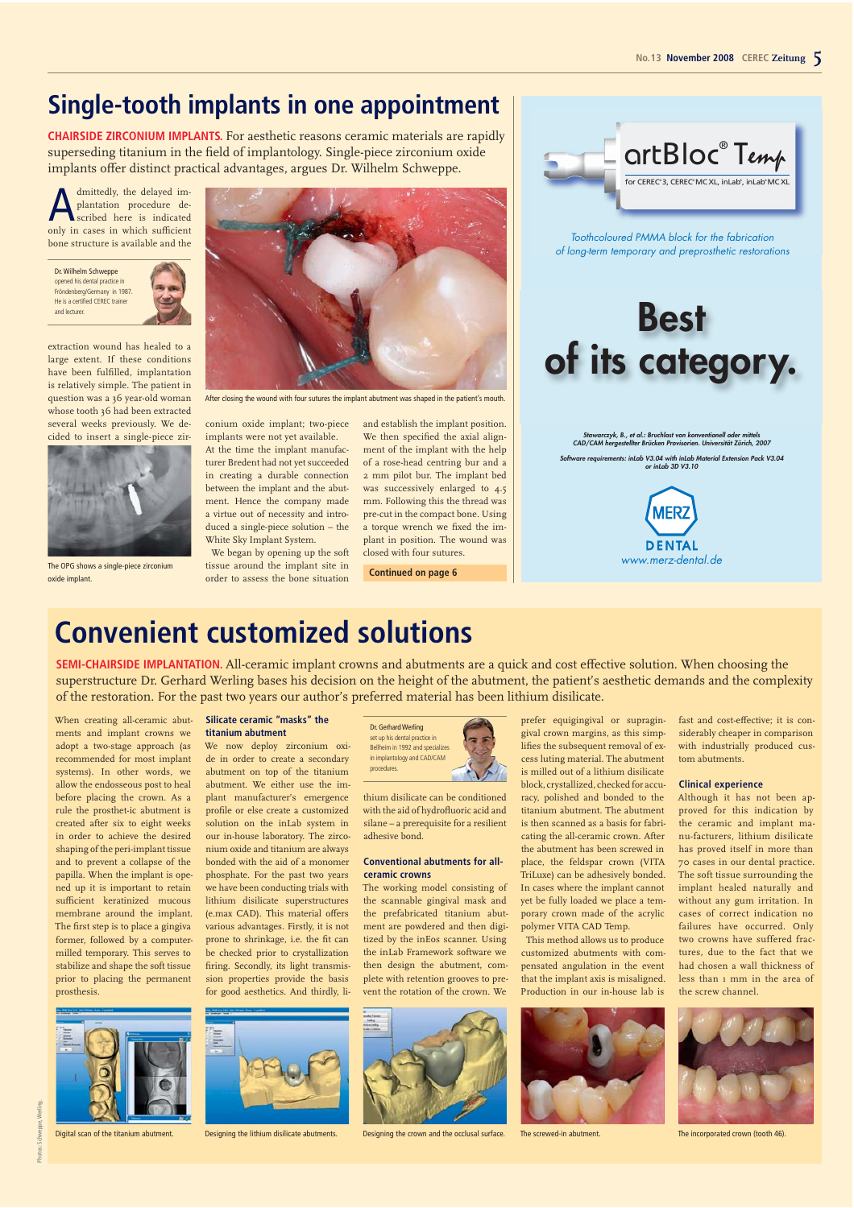# Single-tooth implants in one appointment

**CHAIRSIDE ZIRCONIUM IMPLANTS.** For aesthetic reasons ceramic materials are rapidly superseding titanium in the field of implantology. Single-piece zirconium oxide implants offer distinct practical advantages, argues Dr. Wilhelm Schweppe.

Admittedly, the delayed implantation procedure described here is indicated only in cases in which sufficient bone structure is available and the extraction wound has healed to a large extent. If these conditions have been fulfilled, implantation is relatively simple. The patient in question was a 36 year-old woman whose tooth 36 had been extracted several weeks previously. We decided to insert a single-piece zirconium oxide implant; two-piece implants were not yet available. At the time the implant manufacturer Bredent had not yet succeeded in creating a durable connection between the implant and the abutment. Hence the company made a virtue out of necessity and introduced a single-piece solution – the White Sky Implant System.

We began by opening up the soft tissue around the implant site in order to assess the bone situation and establish the implant position. We then specified the axial alignment of the implant with the help of a rose-head centring bur and a 2 mm pilot bur. The implant bed was successively enlarged to 4.5 mm. Following this the thread was pre-cut in the compact bone. Using a torque wrench we fixed the implant in position. The wound was closed with four sutures.

**Continued on page 6**

Dr. Wilhelm Schweppe opened his dental practice in Fröndenberg/Germany in 1987. He is a certified CEREC trainer and lecturer.

After closing the wound with four sutures the implant abutment was shaped in the patient's mouth.

The OPG shows a single-piece zirconium oxide implant.

artBloc® Temp
for CEREC® 3, CEREC® MC XL, inLab®, inLab® MC XL

*Toothcoloured PMMA block for the fabrication of long-term temporary and preprosthetic restorations*

**Best of its category.**

*Stawarczyk, B., et al.: Bruchlast von konventionell oder mittels CAD/CAM hergestellter Brücken Provisorien. Universität Zürich, 2007*

*Software requirements: inLab V3.04 with inLab Material Extension Pack V3.04 or inLab 3D V3.10*

MERZ DENTAL
www.merz-dental.de

# Convenient customized solutions

**SEMI-CHAIRSIDE IMPLANTATION.** All-ceramic implant crowns and abutments are a quick and cost effective solution. When choosing the superstructure Dr. Gerhard Werling bases his decision on the height of the abutment, the patient's aesthetic demands and the complexity of the restoration. For the past two years our author's preferred material has been lithium disilicate.

When creating all-ceramic abutments and implant crowns we adopt a two-stage approach (as recommended for most implant systems). In other words, we allow the endosseous post to heal before placing the crown. As a rule the prosthet-ic abutment is created after six to eight weeks in order to achieve the desired shaping of the peri-implant tissue and to prevent a collapse of the papilla. When the implant is opened up it is important to retain sufficient keratinized mucous membrane around the implant. The first step is to place a gingiva former, followed by a computer-milled temporary. This serves to stabilize and shape the soft tissue prior to placing the permanent prosthesis.

### Silicate ceramic "masks" the titanium abutment

We now deploy zirconium oxide in order to create a secondary abutment on top of the titanium abutment. We either use the implant manufacturer's emergence profile or else create a customized solution on the inLab system in our in-house laboratory. The zirconium oxide and titanium are always bonded with the aid of a monomer phosphate. For the past two years we have been conducting trials with lithium disilicate superstructures (e.max CAD). This material offers various advantages. Firstly, it is not prone to shrinkage, i.e. the fit can be checked prior to crystallization firing. Secondly, its light transmission properties provide the basis for good aesthetics. And thirdly, lithium disilicate can be conditioned with the aid of hydrofluoric acid and silane – a prerequisite for a resilient adhesive bond.

Dr. Gerhard Werling set up his dental practice in Bellheim in 1992 and specializes in implantology and CAD/CAM procedures.

### Conventional abutments for all-ceramic crowns

The working model consisting of the scannable gingival mask and the prefabricated titanium abutment are powdered and then digitized by the inEos scanner. Using the inLab Framework software we then design the abutment, complete with retention grooves to prevent the rotation of the crown. We prefer equigingival or supragingival crown margins, as this simplifies the subsequent removal of excess luting material. The abutment is milled out of a lithium disilicate block, crystallized, checked for accuracy, polished and bonded to the titanium abutment. The abutment is then scanned as a basis for fabricating the all-ceramic crown. After the abutment has been screwed in place, the feldspar crown (VITA TriLuxe) can be adhesively bonded. In cases where the implant cannot yet be fully loaded we place a temporary crown made of the acrylic polymer VITA CAD Temp.

This method allows us to produce customized abutments with compensated angulation in the event that the implant axis is misaligned. Production in our in-house lab is fast and cost-effective; it is considerably cheaper in comparison with industrially produced custom abutments.

### Clinical experience

Although it has not been approved for this indication by the ceramic and implant manu-facturers, lithium disilicate has proved itself in more than 70 cases in our dental practice. The soft tissue surrounding the implant healed naturally and without any gum irritation. In cases of correct indication no failures have occurred. Only two crowns have suffered fractures, due to the fact that we had chosen a wall thickness of less than 1 mm in the area of the screw channel.

Digital scan of the titanium abutment.

Designing the lithium disilicate abutments.

Designing the crown and the occlusal surface.

The screwed-in abutment.

The incorporated crown (tooth 46).

Photos: Schweppe, Werling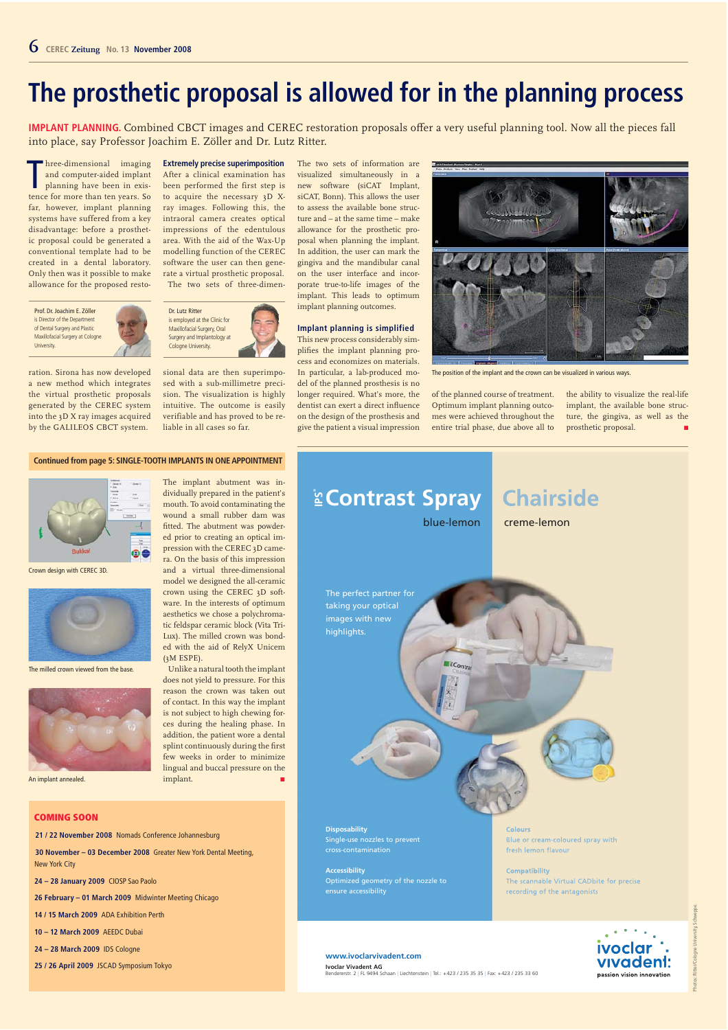# The prosthetic proposal is allowed for in the planning process

**IMPLANT PLANNING.** Combined CBCT images and CEREC restoration proposals offer a very useful planning tool. Now all the pieces fall into place, say Professor Joachim E. Zöller and Dr. Lutz Ritter.

Three-dimensional imaging and computer-aided implant planning have been in existence for more than ten years. So far, however, implant planning systems have suffered from a key disadvantage: before a prosthetic proposal could be generated a conventional template had to be created in a dental laboratory. Only then was it possible to make allowance for the proposed restoration. Sirona has now developed a new method which integrates the virtual prosthetic proposals generated by the CEREC system into the 3D X ray images acquired by the GALILEOS CBCT system.

Prof. Dr. Joachim E. Zöller is Director of the Department of Dental Surgery and Plastic Maxillofacial Surgery at Cologne University.

Dr. Lutz Ritter is employed at the Clinic for Maxillofacial Surgery, Oral Surgery and Implantology at Cologne University.

### Extremely precise superimposition

After a clinical examination has been performed the first step is to acquire the necessary 3D X-ray images. Following this, the intraoral camera creates optical impressions of the edentulous area. With the aid of the Wax-Up modelling function of the CEREC software the user can then generate a virtual prosthetic proposal.

The two sets of three-dimensional data are then superimposed with a sub-millimetre precision. The visualization is highly intuitive. The outcome is easily verifiable and has proved to be reliable in all cases so far.

The two sets of information are visualized simultaneously in a new software (siCAT Implant, siCAT, Bonn). This allows the user to assess the available bone structure and – at the same time – make allowance for the prosthetic proposal when planning the implant. In addition, the user can mark the gingiva and the mandibular canal on the user interface and incorporate true-to-life images of the implant. This leads to optimum implant planning outcomes.

### Implant planning is simplified

This new process considerably simplifies the implant planning process and economizes on materials. In particular, a lab-produced model of the planned prosthesis is no longer required. What's more, the dentist can exert a direct influence on the design of the prosthesis and give the patient a visual impression of the planned course of treatment. Optimum implant planning outcomes were achieved throughout the entire trial phase, due above all to the ability to visualize the real-life implant, the available bone structure, the gingiva, as well as the prosthetic proposal. ■

The position of the implant and the crown can be visualized in various ways.

---

**Continued from page 5: SINGLE-TOOTH IMPLANTS IN ONE APPOINTMENT**

Crown design with CEREC 3D.

The milled crown viewed from the base.

An implant annealed.

The implant abutment was individually prepared in the patient's mouth. To avoid contaminating the wound a small rubber dam was fitted. The abutment was powdered prior to creating an optical impression with the CEREC 3D camera. On the basis of this impression and a virtual three-dimensional model we designed the all-ceramic crown using the CEREC 3D software. In the interests of optimum aesthetics we chose a polychromatic feldspar ceramic block (Vita TriLux). The milled crown was bonded with the aid of RelyX Unicem (3M ESPE).

Unlike a natural tooth the implant does not yield to pressure. For this reason the crown was taken out of contact. In this way the implant is not subject to high chewing forces during the healing phase. In addition, the patient wore a dental splint continuously during the first few weeks in order to minimize lingual and buccal pressure on the implant. ■

---

**COMING SOON**

**21 / 22 November 2008** Nomads Conference Johannesburg

**30 November – 03 December 2008** Greater New York Dental Meeting, New York City

**24 – 28 January 2009** CIOSP Sao Paolo

**26 February – 01 March 2009** Midwinter Meeting Chicago

**14 / 15 March 2009** ADA Exhibition Perth

**10 – 12 March 2009** AEEDC Dubai

**24 – 28 March 2009** IDS Cologne

**25 / 26 April 2009** JSCAD Symposium Tokyo

---

IPS Contrast Spray blue-lemon | Chairside creme-lemon

The perfect partner for taking your optical images with new highlights.

**Disposability**
Single-use nozzles to prevent cross-contamination

**Accessibility**
Optimized geometry of the nozzle to ensure accessibility

**Colours**
Blue or cream-coloured spray with fresh lemon flavour

**Compatibility**
The scannable Virtual CADbite for precise recording of the antagonists

www.ivoclarvivadent.com
Ivoclar Vivadent AG
Bendererstr. 2 | FL 9494 Schaan | Liechtenstein | Tel.: +423 / 235 35 35 | Fax: +423 / 235 33 60

ivoclar vivadent: passion vision innovation

Photos: Ritter/Cologne University, Schwappe.